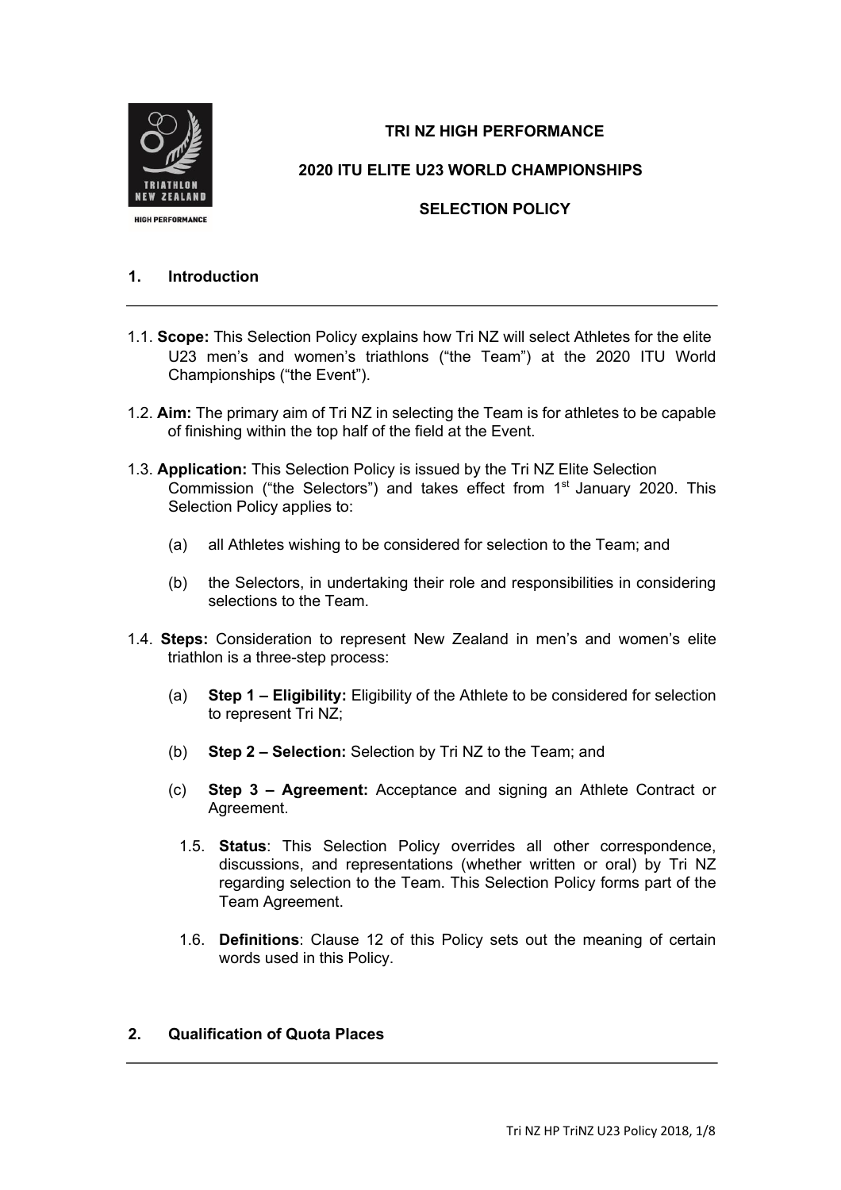# TRI NZ HIGH PERFORMANCE

# 2020 ITU ELITE U23 WORLD CHAMPIONSHIPS

# SELECTION POLICY

## 1. Introduction

1.1. **Scope:** This Selection Policy explains how Tri NZ will select Athletes for the elite U23 men's and women's triathlons ("the Team") at the 2020 ITU World Championships ("the Event").

1.2. **Aim:** The primary aim of Tri NZ in selecting the Team is for athletes to be capable of finishing within the top half of the field at the Event.

1.3. **Application:** This Selection Policy is issued by the Tri NZ Elite Selection Commission ("the Selectors") and takes effect from 1st January 2020. This Selection Policy applies to:

(a) all Athletes wishing to be considered for selection to the Team; and

(b) the Selectors, in undertaking their role and responsibilities in considering selections to the Team.

1.4. **Steps:** Consideration to represent New Zealand in men's and women's elite triathlon is a three-step process:

(a) **Step 1 – Eligibility:** Eligibility of the Athlete to be considered for selection to represent Tri NZ;

(b) **Step 2 – Selection:** Selection by Tri NZ to the Team; and

(c) **Step 3 – Agreement:** Acceptance and signing an Athlete Contract or Agreement.

1.5. **Status**: This Selection Policy overrides all other correspondence, discussions, and representations (whether written or oral) by Tri NZ regarding selection to the Team. This Selection Policy forms part of the Team Agreement.

1.6. **Definitions**: Clause 12 of this Policy sets out the meaning of certain words used in this Policy.

## 2. Qualification of Quota Places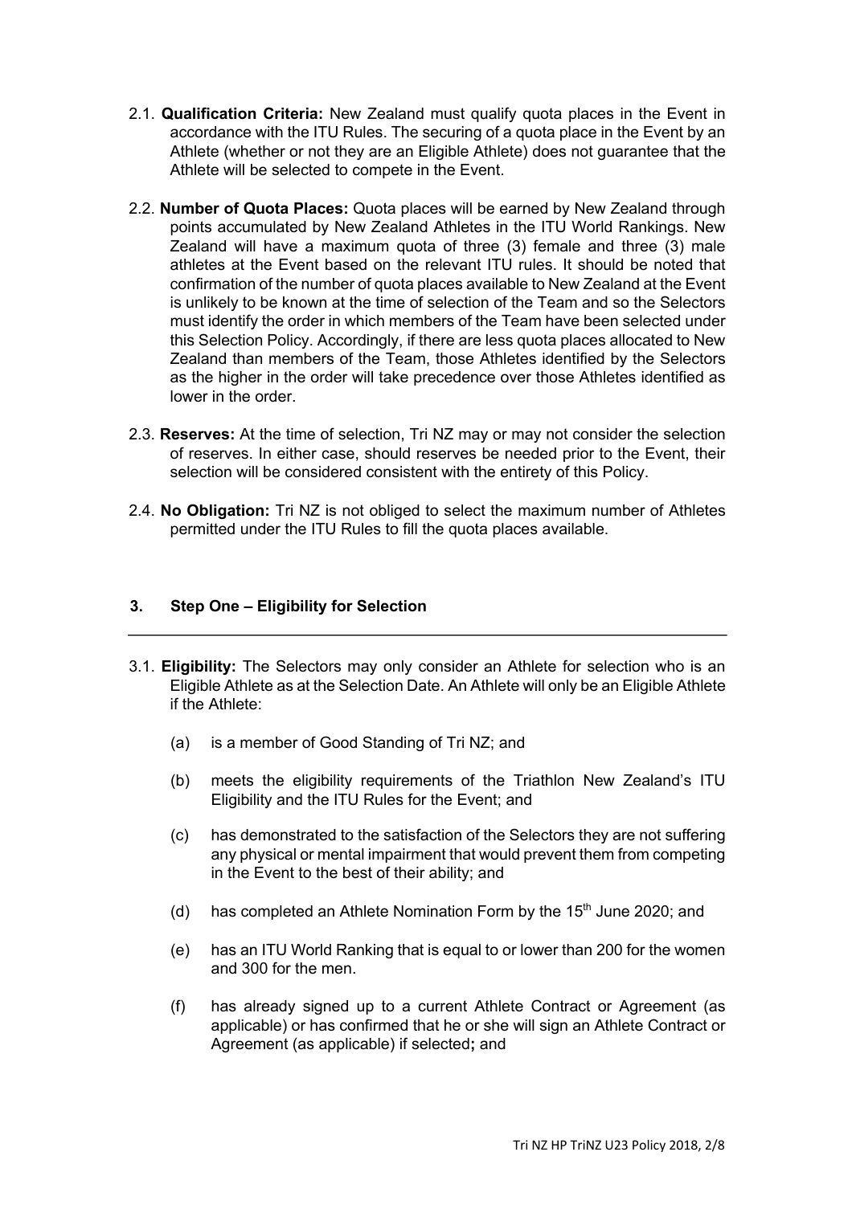2.1. **Qualification Criteria:** New Zealand must qualify quota places in the Event in accordance with the ITU Rules. The securing of a quota place in the Event by an Athlete (whether or not they are an Eligible Athlete) does not guarantee that the Athlete will be selected to compete in the Event.

2.2. **Number of Quota Places:** Quota places will be earned by New Zealand through points accumulated by New Zealand Athletes in the ITU World Rankings. New Zealand will have a maximum quota of three (3) female and three (3) male athletes at the Event based on the relevant ITU rules. It should be noted that confirmation of the number of quota places available to New Zealand at the Event is unlikely to be known at the time of selection of the Team and so the Selectors must identify the order in which members of the Team have been selected under this Selection Policy. Accordingly, if there are less quota places allocated to New Zealand than members of the Team, those Athletes identified by the Selectors as the higher in the order will take precedence over those Athletes identified as lower in the order.

2.3. **Reserves:** At the time of selection, Tri NZ may or may not consider the selection of reserves. In either case, should reserves be needed prior to the Event, their selection will be considered consistent with the entirety of this Policy.

2.4. **No Obligation:** Tri NZ is not obliged to select the maximum number of Athletes permitted under the ITU Rules to fill the quota places available.

## 3. Step One – Eligibility for Selection

3.1. **Eligibility:** The Selectors may only consider an Athlete for selection who is an Eligible Athlete as at the Selection Date. An Athlete will only be an Eligible Athlete if the Athlete:

(a) is a member of Good Standing of Tri NZ; and

(b) meets the eligibility requirements of the Triathlon New Zealand's ITU Eligibility and the ITU Rules for the Event; and

(c) has demonstrated to the satisfaction of the Selectors they are not suffering any physical or mental impairment that would prevent them from competing in the Event to the best of their ability; and

(d) has completed an Athlete Nomination Form by the 15th June 2020; and

(e) has an ITU World Ranking that is equal to or lower than 200 for the women and 300 for the men.

(f) has already signed up to a current Athlete Contract or Agreement (as applicable) or has confirmed that he or she will sign an Athlete Contract or Agreement (as applicable) if selected**;** and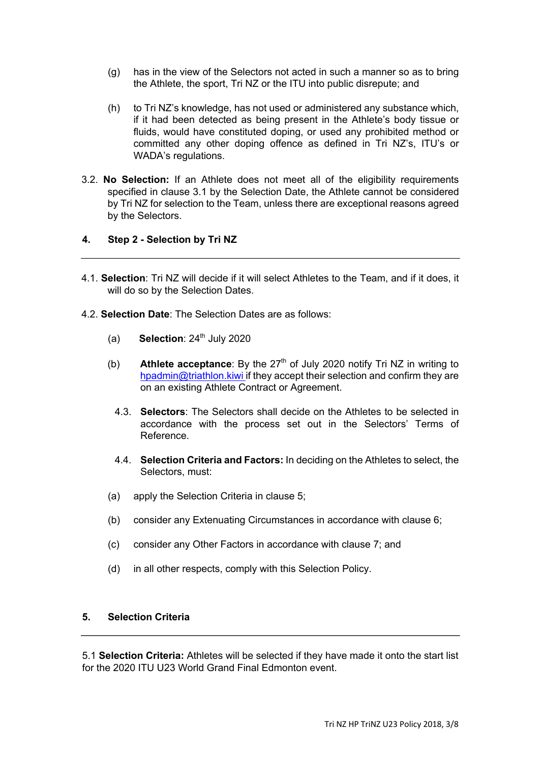(g) has in the view of the Selectors not acted in such a manner so as to bring the Athlete, the sport, Tri NZ or the ITU into public disrepute; and

(h) to Tri NZ's knowledge, has not used or administered any substance which, if it had been detected as being present in the Athlete's body tissue or fluids, would have constituted doping, or used any prohibited method or committed any other doping offence as defined in Tri NZ's, ITU's or WADA's regulations.

3.2. **No Selection:** If an Athlete does not meet all of the eligibility requirements specified in clause 3.1 by the Selection Date, the Athlete cannot be considered by Tri NZ for selection to the Team, unless there are exceptional reasons agreed by the Selectors.

## 4. Step 2 - Selection by Tri NZ

4.1. **Selection**: Tri NZ will decide if it will select Athletes to the Team, and if it does, it will do so by the Selection Dates.

4.2. **Selection Date**: The Selection Dates are as follows:

(a) **Selection**: 24th July 2020

(b) **Athlete acceptance**: By the 27th of July 2020 notify Tri NZ in writing to hpadmin@triathlon.kiwi if they accept their selection and confirm they are on an existing Athlete Contract or Agreement.

4.3. **Selectors**: The Selectors shall decide on the Athletes to be selected in accordance with the process set out in the Selectors' Terms of Reference.

4.4. **Selection Criteria and Factors:** In deciding on the Athletes to select, the Selectors, must:

(a) apply the Selection Criteria in clause 5;

(b) consider any Extenuating Circumstances in accordance with clause 6;

(c) consider any Other Factors in accordance with clause 7; and

(d) in all other respects, comply with this Selection Policy.

## 5. Selection Criteria

5.1 **Selection Criteria:** Athletes will be selected if they have made it onto the start list for the 2020 ITU U23 World Grand Final Edmonton event.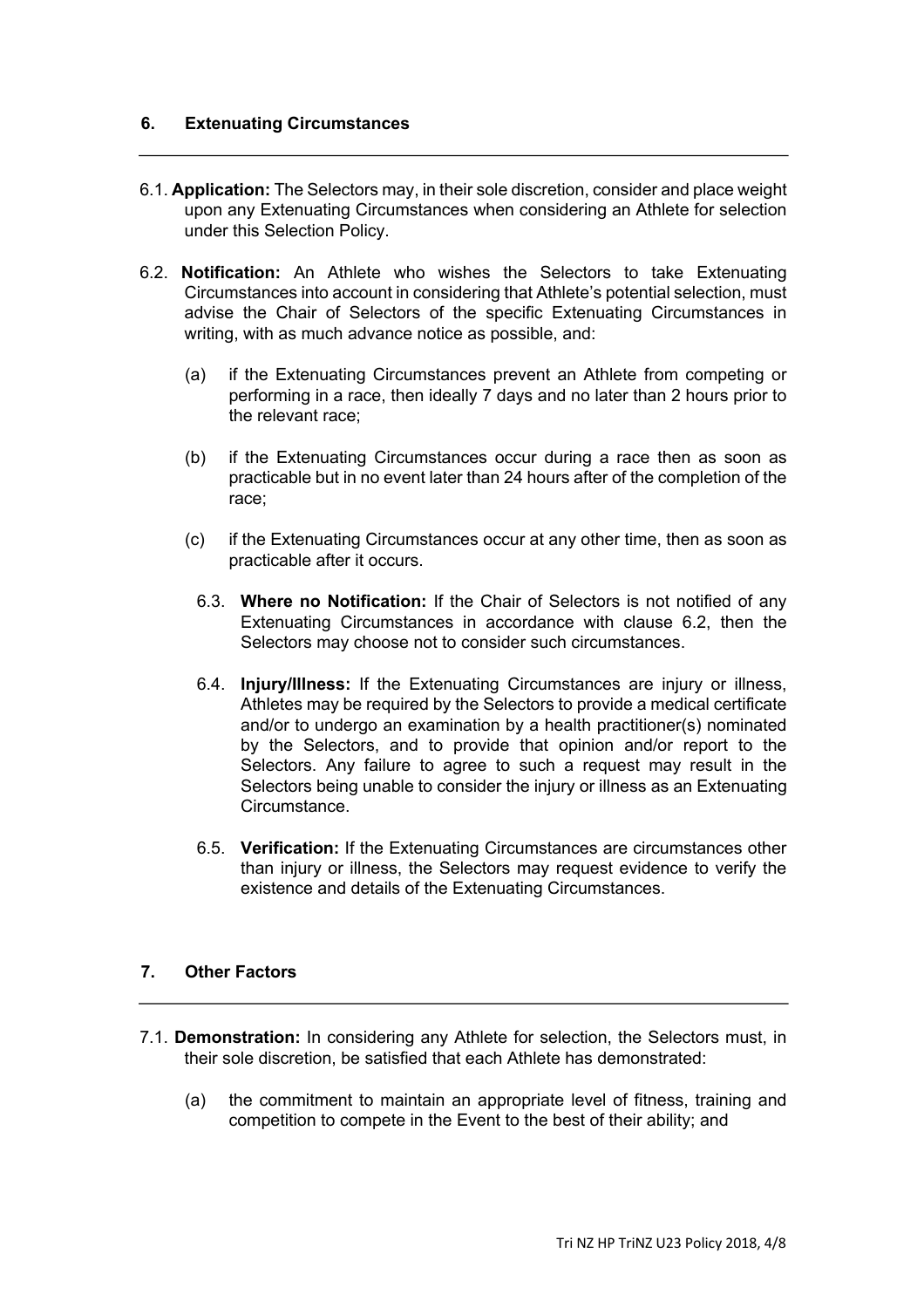## 6. Extenuating Circumstances

6.1. **Application:** The Selectors may, in their sole discretion, consider and place weight upon any Extenuating Circumstances when considering an Athlete for selection under this Selection Policy.

6.2. **Notification:** An Athlete who wishes the Selectors to take Extenuating Circumstances into account in considering that Athlete's potential selection, must advise the Chair of Selectors of the specific Extenuating Circumstances in writing, with as much advance notice as possible, and:

(a) if the Extenuating Circumstances prevent an Athlete from competing or performing in a race, then ideally 7 days and no later than 2 hours prior to the relevant race;

(b) if the Extenuating Circumstances occur during a race then as soon as practicable but in no event later than 24 hours after of the completion of the race;

(c) if the Extenuating Circumstances occur at any other time, then as soon as practicable after it occurs.

6.3. **Where no Notification:** If the Chair of Selectors is not notified of any Extenuating Circumstances in accordance with clause 6.2, then the Selectors may choose not to consider such circumstances.

6.4. **Injury/Illness:** If the Extenuating Circumstances are injury or illness, Athletes may be required by the Selectors to provide a medical certificate and/or to undergo an examination by a health practitioner(s) nominated by the Selectors, and to provide that opinion and/or report to the Selectors. Any failure to agree to such a request may result in the Selectors being unable to consider the injury or illness as an Extenuating Circumstance.

6.5. **Verification:** If the Extenuating Circumstances are circumstances other than injury or illness, the Selectors may request evidence to verify the existence and details of the Extenuating Circumstances.

## 7. Other Factors

7.1. **Demonstration:** In considering any Athlete for selection, the Selectors must, in their sole discretion, be satisfied that each Athlete has demonstrated:

(a) the commitment to maintain an appropriate level of fitness, training and competition to compete in the Event to the best of their ability; and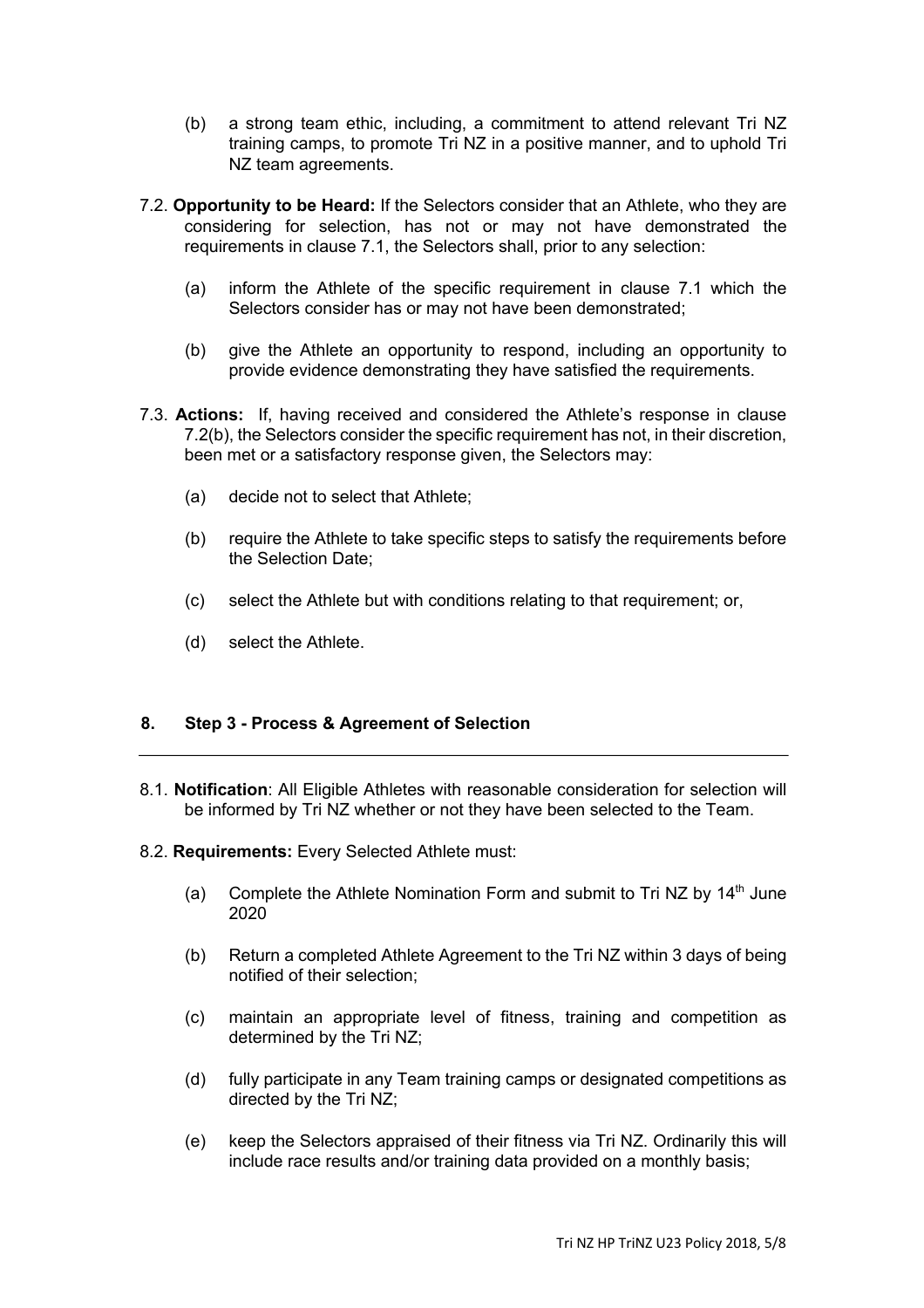(b) a strong team ethic, including, a commitment to attend relevant Tri NZ training camps, to promote Tri NZ in a positive manner, and to uphold Tri NZ team agreements.

7.2. **Opportunity to be Heard:** If the Selectors consider that an Athlete, who they are considering for selection, has not or may not have demonstrated the requirements in clause 7.1, the Selectors shall, prior to any selection:

(a) inform the Athlete of the specific requirement in clause 7.1 which the Selectors consider has or may not have been demonstrated;

(b) give the Athlete an opportunity to respond, including an opportunity to provide evidence demonstrating they have satisfied the requirements.

7.3. **Actions:** If, having received and considered the Athlete's response in clause 7.2(b), the Selectors consider the specific requirement has not, in their discretion, been met or a satisfactory response given, the Selectors may:

(a) decide not to select that Athlete;

(b) require the Athlete to take specific steps to satisfy the requirements before the Selection Date;

(c) select the Athlete but with conditions relating to that requirement; or,

(d) select the Athlete.

## 8. Step 3 - Process & Agreement of Selection

8.1. **Notification**: All Eligible Athletes with reasonable consideration for selection will be informed by Tri NZ whether or not they have been selected to the Team.

8.2. **Requirements:** Every Selected Athlete must:

(a) Complete the Athlete Nomination Form and submit to Tri NZ by 14th June 2020

(b) Return a completed Athlete Agreement to the Tri NZ within 3 days of being notified of their selection;

(c) maintain an appropriate level of fitness, training and competition as determined by the Tri NZ;

(d) fully participate in any Team training camps or designated competitions as directed by the Tri NZ;

(e) keep the Selectors appraised of their fitness via Tri NZ. Ordinarily this will include race results and/or training data provided on a monthly basis;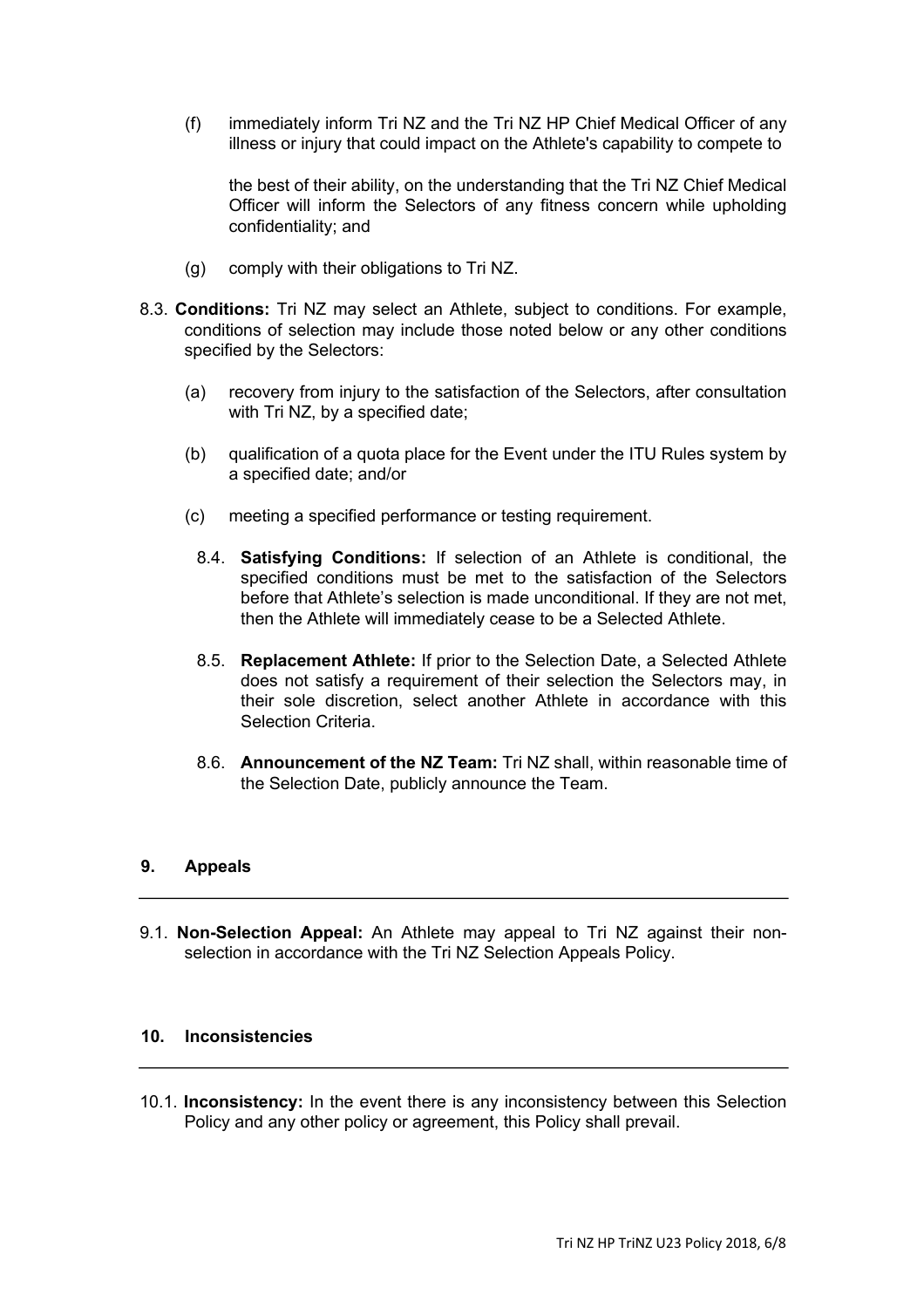(f) immediately inform Tri NZ and the Tri NZ HP Chief Medical Officer of any illness or injury that could impact on the Athlete's capability to compete to

the best of their ability, on the understanding that the Tri NZ Chief Medical Officer will inform the Selectors of any fitness concern while upholding confidentiality; and

(g) comply with their obligations to Tri NZ.

8.3. **Conditions:** Tri NZ may select an Athlete, subject to conditions. For example, conditions of selection may include those noted below or any other conditions specified by the Selectors:

(a) recovery from injury to the satisfaction of the Selectors, after consultation with Tri NZ, by a specified date;

(b) qualification of a quota place for the Event under the ITU Rules system by a specified date; and/or

(c) meeting a specified performance or testing requirement.

8.4. **Satisfying Conditions:** If selection of an Athlete is conditional, the specified conditions must be met to the satisfaction of the Selectors before that Athlete's selection is made unconditional. If they are not met, then the Athlete will immediately cease to be a Selected Athlete.

8.5. **Replacement Athlete:** If prior to the Selection Date, a Selected Athlete does not satisfy a requirement of their selection the Selectors may, in their sole discretion, select another Athlete in accordance with this Selection Criteria.

8.6. **Announcement of the NZ Team:** Tri NZ shall, within reasonable time of the Selection Date, publicly announce the Team.

## 9. Appeals

9.1. **Non-Selection Appeal:** An Athlete may appeal to Tri NZ against their non-selection in accordance with the Tri NZ Selection Appeals Policy.

## 10. Inconsistencies

10.1. **Inconsistency:** In the event there is any inconsistency between this Selection Policy and any other policy or agreement, this Policy shall prevail.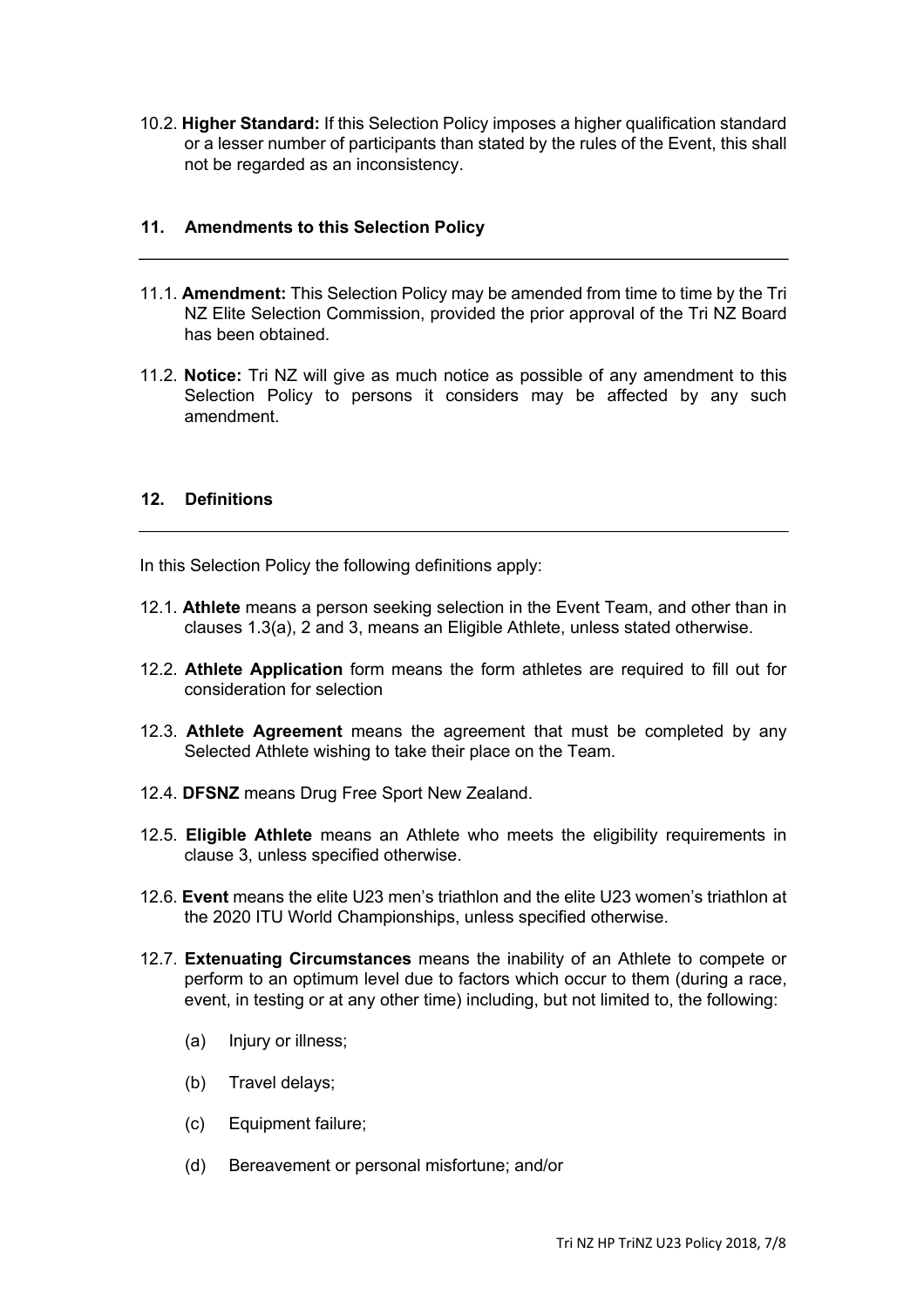10.2. **Higher Standard:** If this Selection Policy imposes a higher qualification standard or a lesser number of participants than stated by the rules of the Event, this shall not be regarded as an inconsistency.

## 11. Amendments to this Selection Policy

11.1. **Amendment:** This Selection Policy may be amended from time to time by the Tri NZ Elite Selection Commission, provided the prior approval of the Tri NZ Board has been obtained.

11.2. **Notice:** Tri NZ will give as much notice as possible of any amendment to this Selection Policy to persons it considers may be affected by any such amendment.

## 12. Definitions

In this Selection Policy the following definitions apply:

12.1. **Athlete** means a person seeking selection in the Event Team, and other than in clauses 1.3(a), 2 and 3, means an Eligible Athlete, unless stated otherwise.

12.2. **Athlete Application** form means the form athletes are required to fill out for consideration for selection

12.3. **Athlete Agreement** means the agreement that must be completed by any Selected Athlete wishing to take their place on the Team.

12.4. **DFSNZ** means Drug Free Sport New Zealand.

12.5. **Eligible Athlete** means an Athlete who meets the eligibility requirements in clause 3, unless specified otherwise.

12.6. **Event** means the elite U23 men's triathlon and the elite U23 women's triathlon at the 2020 ITU World Championships, unless specified otherwise.

12.7. **Extenuating Circumstances** means the inability of an Athlete to compete or perform to an optimum level due to factors which occur to them (during a race, event, in testing or at any other time) including, but not limited to, the following:

(a) Injury or illness;

(b) Travel delays;

(c) Equipment failure;

(d) Bereavement or personal misfortune; and/or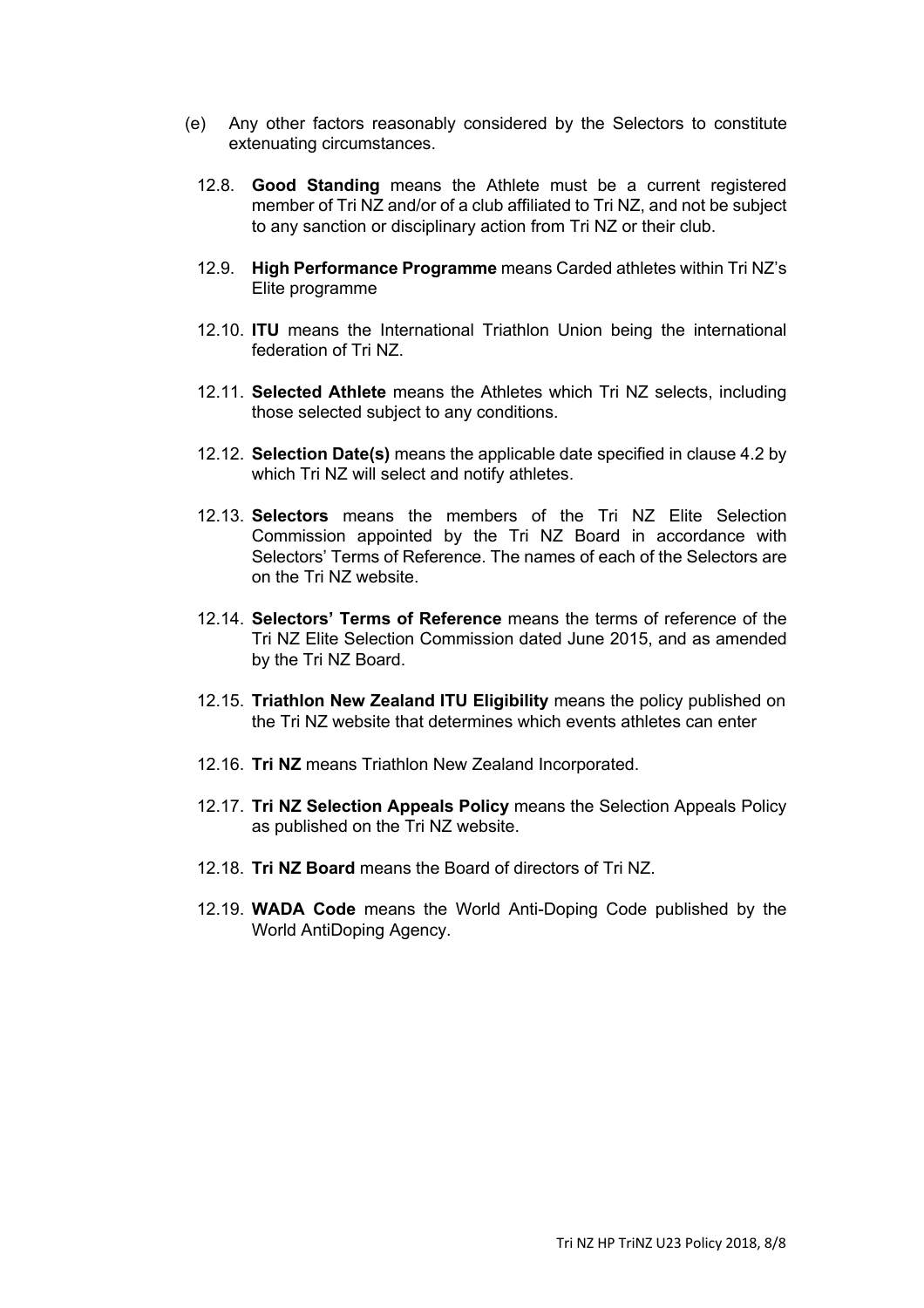(e) Any other factors reasonably considered by the Selectors to constitute extenuating circumstances.

12.8. **Good Standing** means the Athlete must be a current registered member of Tri NZ and/or of a club affiliated to Tri NZ, and not be subject to any sanction or disciplinary action from Tri NZ or their club.

12.9. **High Performance Programme** means Carded athletes within Tri NZ's Elite programme

12.10. **ITU** means the International Triathlon Union being the international federation of Tri NZ.

12.11. **Selected Athlete** means the Athletes which Tri NZ selects, including those selected subject to any conditions.

12.12. **Selection Date(s)** means the applicable date specified in clause 4.2 by which Tri NZ will select and notify athletes.

12.13. **Selectors** means the members of the Tri NZ Elite Selection Commission appointed by the Tri NZ Board in accordance with Selectors' Terms of Reference. The names of each of the Selectors are on the Tri NZ website.

12.14. **Selectors' Terms of Reference** means the terms of reference of the Tri NZ Elite Selection Commission dated June 2015, and as amended by the Tri NZ Board.

12.15. **Triathlon New Zealand ITU Eligibility** means the policy published on the Tri NZ website that determines which events athletes can enter

12.16. **Tri NZ** means Triathlon New Zealand Incorporated.

12.17. **Tri NZ Selection Appeals Policy** means the Selection Appeals Policy as published on the Tri NZ website.

12.18. **Tri NZ Board** means the Board of directors of Tri NZ.

12.19. **WADA Code** means the World Anti-Doping Code published by the World AntiDoping Agency.